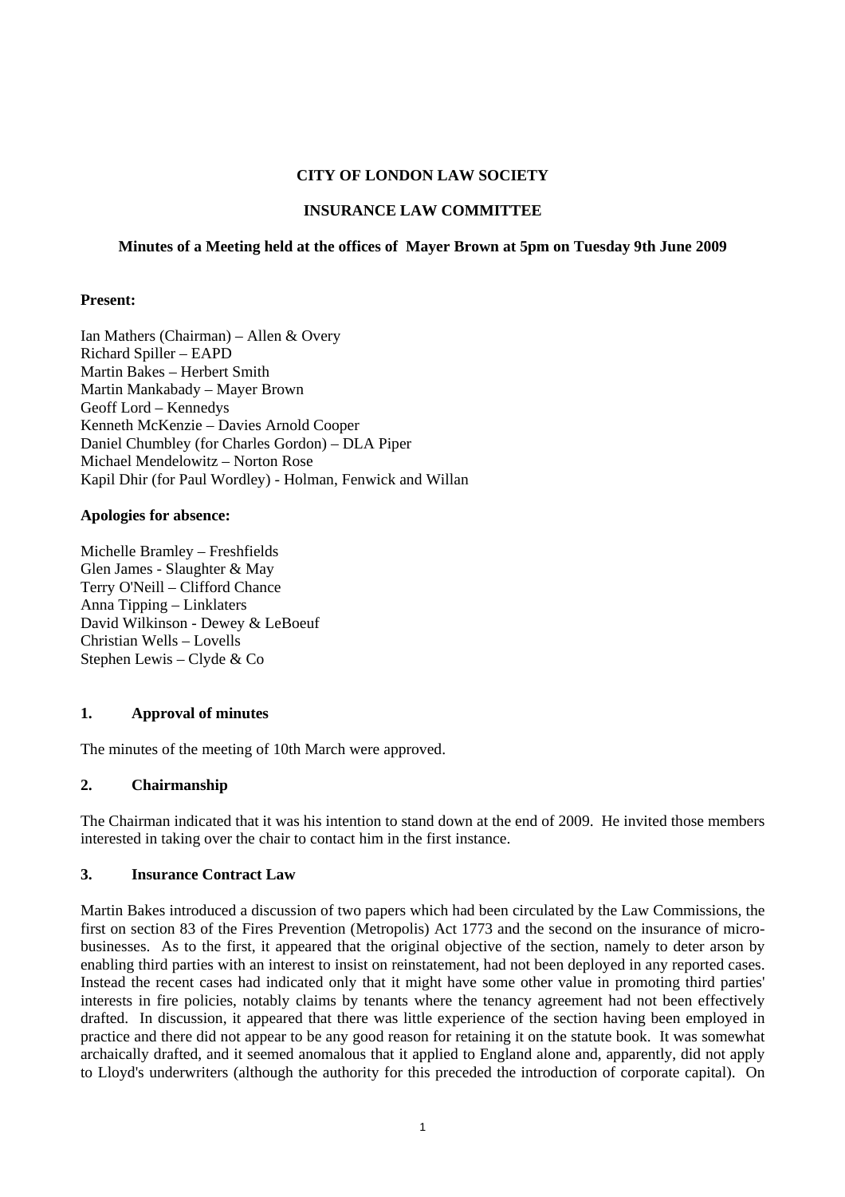**CITY OF LONDON LAW SOCIETY**

**INSURANCE LAW COMMITTEE**

**Minutes of a Meeting held at the offices of Mayer Brown at 5pm on Tuesday 9th June 2009**

**Present:**

Ian Mathers (Chairman) – Allen & Overy
Richard Spiller – EAPD
Martin Bakes – Herbert Smith
Martin Mankabady – Mayer Brown
Geoff Lord – Kennedys
Kenneth McKenzie – Davies Arnold Cooper
Daniel Chumbley (for Charles Gordon) – DLA Piper
Michael Mendelowitz – Norton Rose
Kapil Dhir (for Paul Wordley) - Holman, Fenwick and Willan

**Apologies for absence:**

Michelle Bramley – Freshfields
Glen James - Slaughter & May
Terry O'Neill – Clifford Chance
Anna Tipping – Linklaters
David Wilkinson - Dewey & LeBoeuf
Christian Wells – Lovells
Stephen Lewis – Clyde & Co

**1. Approval of minutes**

The minutes of the meeting of 10th March were approved.

**2. Chairmanship**

The Chairman indicated that it was his intention to stand down at the end of 2009. He invited those members interested in taking over the chair to contact him in the first instance.

**3. Insurance Contract Law**

Martin Bakes introduced a discussion of two papers which had been circulated by the Law Commissions, the first on section 83 of the Fires Prevention (Metropolis) Act 1773 and the second on the insurance of micro-businesses. As to the first, it appeared that the original objective of the section, namely to deter arson by enabling third parties with an interest to insist on reinstatement, had not been deployed in any reported cases. Instead the recent cases had indicated only that it might have some other value in promoting third parties' interests in fire policies, notably claims by tenants where the tenancy agreement had not been effectively drafted. In discussion, it appeared that there was little experience of the section having been employed in practice and there did not appear to be any good reason for retaining it on the statute book. It was somewhat archaically drafted, and it seemed anomalous that it applied to England alone and, apparently, did not apply to Lloyd's underwriters (although the authority for this preceded the introduction of corporate capital). On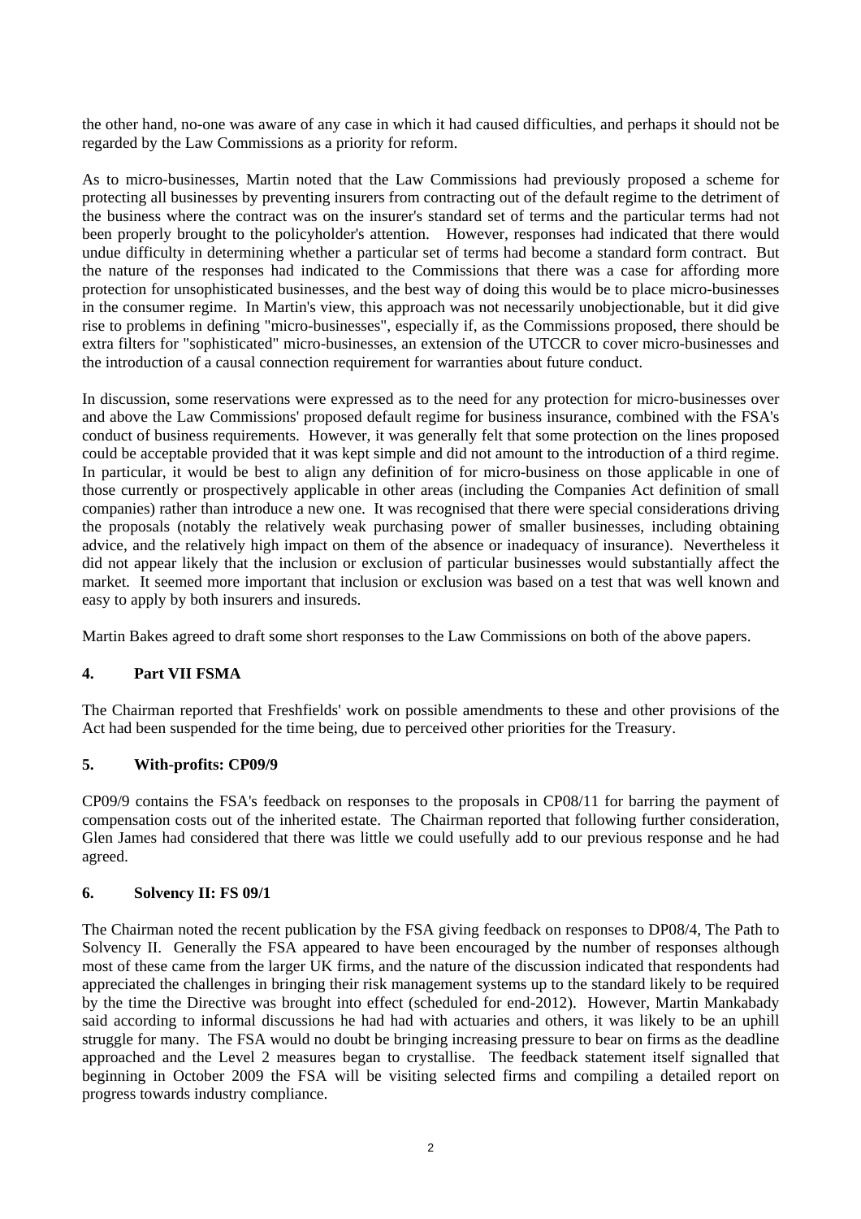the other hand, no-one was aware of any case in which it had caused difficulties, and perhaps it should not be regarded by the Law Commissions as a priority for reform.

As to micro-businesses, Martin noted that the Law Commissions had previously proposed a scheme for protecting all businesses by preventing insurers from contracting out of the default regime to the detriment of the business where the contract was on the insurer's standard set of terms and the particular terms had not been properly brought to the policyholder's attention. However, responses had indicated that there would undue difficulty in determining whether a particular set of terms had become a standard form contract. But the nature of the responses had indicated to the Commissions that there was a case for affording more protection for unsophisticated businesses, and the best way of doing this would be to place micro-businesses in the consumer regime. In Martin's view, this approach was not necessarily unobjectionable, but it did give rise to problems in defining "micro-businesses", especially if, as the Commissions proposed, there should be extra filters for "sophisticated" micro-businesses, an extension of the UTCCR to cover micro-businesses and the introduction of a causal connection requirement for warranties about future conduct.

In discussion, some reservations were expressed as to the need for any protection for micro-businesses over and above the Law Commissions' proposed default regime for business insurance, combined with the FSA's conduct of business requirements. However, it was generally felt that some protection on the lines proposed could be acceptable provided that it was kept simple and did not amount to the introduction of a third regime. In particular, it would be best to align any definition of for micro-business on those applicable in one of those currently or prospectively applicable in other areas (including the Companies Act definition of small companies) rather than introduce a new one. It was recognised that there were special considerations driving the proposals (notably the relatively weak purchasing power of smaller businesses, including obtaining advice, and the relatively high impact on them of the absence or inadequacy of insurance). Nevertheless it did not appear likely that the inclusion or exclusion of particular businesses would substantially affect the market. It seemed more important that inclusion or exclusion was based on a test that was well known and easy to apply by both insurers and insureds.

Martin Bakes agreed to draft some short responses to the Law Commissions on both of the above papers.

## 4. Part VII FSMA

The Chairman reported that Freshfields' work on possible amendments to these and other provisions of the Act had been suspended for the time being, due to perceived other priorities for the Treasury.

## 5. With-profits: CP09/9

CP09/9 contains the FSA's feedback on responses to the proposals in CP08/11 for barring the payment of compensation costs out of the inherited estate. The Chairman reported that following further consideration, Glen James had considered that there was little we could usefully add to our previous response and he had agreed.

## 6. Solvency II: FS 09/1

The Chairman noted the recent publication by the FSA giving feedback on responses to DP08/4, The Path to Solvency II. Generally the FSA appeared to have been encouraged by the number of responses although most of these came from the larger UK firms, and the nature of the discussion indicated that respondents had appreciated the challenges in bringing their risk management systems up to the standard likely to be required by the time the Directive was brought into effect (scheduled for end-2012). However, Martin Mankabady said according to informal discussions he had had with actuaries and others, it was likely to be an uphill struggle for many. The FSA would no doubt be bringing increasing pressure to bear on firms as the deadline approached and the Level 2 measures began to crystallise. The feedback statement itself signalled that beginning in October 2009 the FSA will be visiting selected firms and compiling a detailed report on progress towards industry compliance.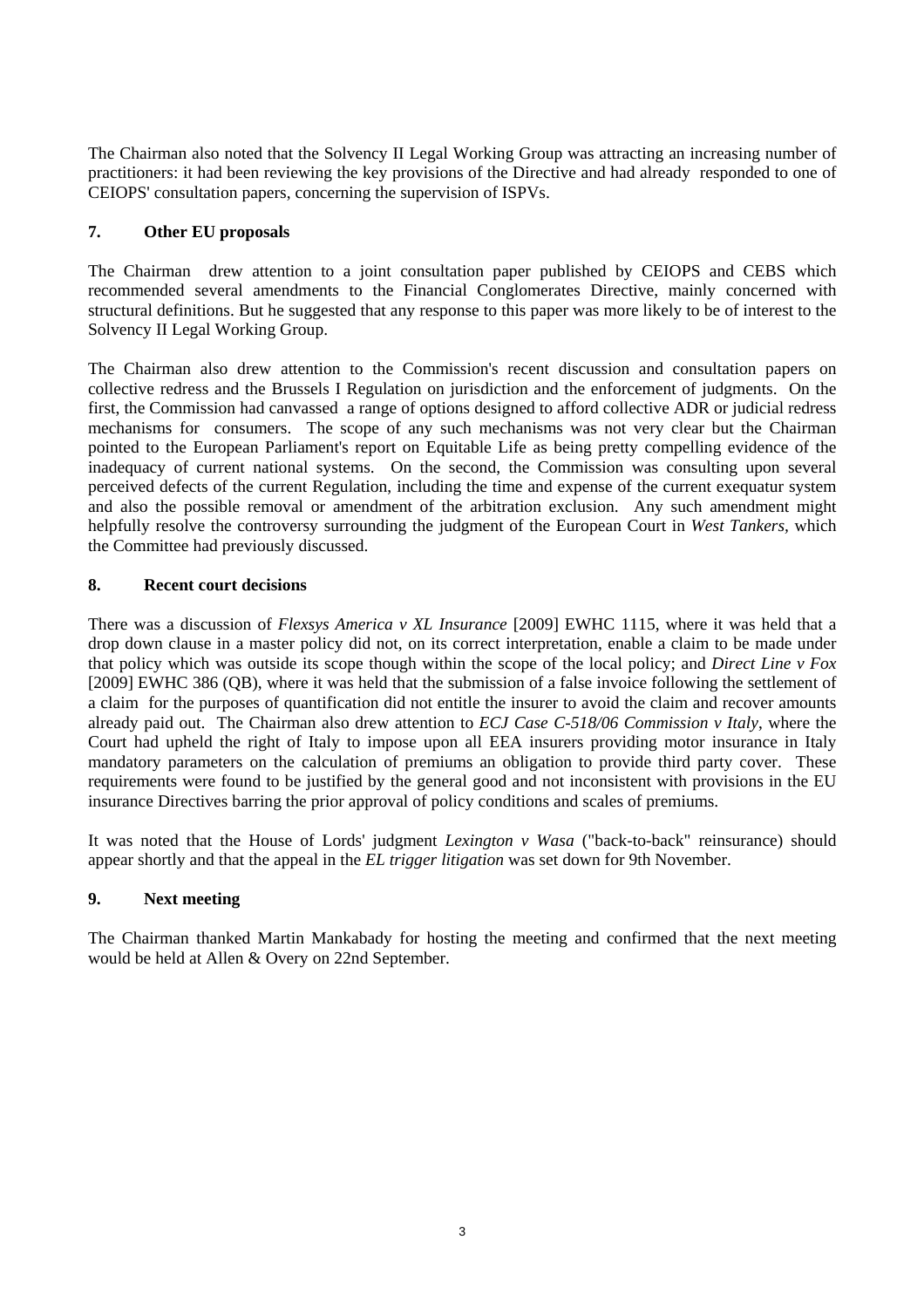The Chairman also noted that the Solvency II Legal Working Group was attracting an increasing number of practitioners: it had been reviewing the key provisions of the Directive and had already responded to one of CEIOPS' consultation papers, concerning the supervision of ISPVs.

## 7. Other EU proposals

The Chairman drew attention to a joint consultation paper published by CEIOPS and CEBS which recommended several amendments to the Financial Conglomerates Directive, mainly concerned with structural definitions. But he suggested that any response to this paper was more likely to be of interest to the Solvency II Legal Working Group.

The Chairman also drew attention to the Commission's recent discussion and consultation papers on collective redress and the Brussels I Regulation on jurisdiction and the enforcement of judgments. On the first, the Commission had canvassed a range of options designed to afford collective ADR or judicial redress mechanisms for consumers. The scope of any such mechanisms was not very clear but the Chairman pointed to the European Parliament's report on Equitable Life as being pretty compelling evidence of the inadequacy of current national systems. On the second, the Commission was consulting upon several perceived defects of the current Regulation, including the time and expense of the current exequatur system and also the possible removal or amendment of the arbitration exclusion. Any such amendment might helpfully resolve the controversy surrounding the judgment of the European Court in *West Tankers*, which the Committee had previously discussed.

## 8. Recent court decisions

There was a discussion of *Flexsys America v XL Insurance* [2009] EWHC 1115, where it was held that a drop down clause in a master policy did not, on its correct interpretation, enable a claim to be made under that policy which was outside its scope though within the scope of the local policy; and *Direct Line v Fox* [2009] EWHC 386 (QB), where it was held that the submission of a false invoice following the settlement of a claim for the purposes of quantification did not entitle the insurer to avoid the claim and recover amounts already paid out. The Chairman also drew attention to *ECJ Case C-518/06 Commission v Italy*, where the Court had upheld the right of Italy to impose upon all EEA insurers providing motor insurance in Italy mandatory parameters on the calculation of premiums an obligation to provide third party cover. These requirements were found to be justified by the general good and not inconsistent with provisions in the EU insurance Directives barring the prior approval of policy conditions and scales of premiums.

It was noted that the House of Lords' judgment *Lexington v Wasa* ("back-to-back" reinsurance) should appear shortly and that the appeal in the *EL trigger litigation* was set down for 9th November.

## 9. Next meeting

The Chairman thanked Martin Mankabady for hosting the meeting and confirmed that the next meeting would be held at Allen & Overy on 22nd September.